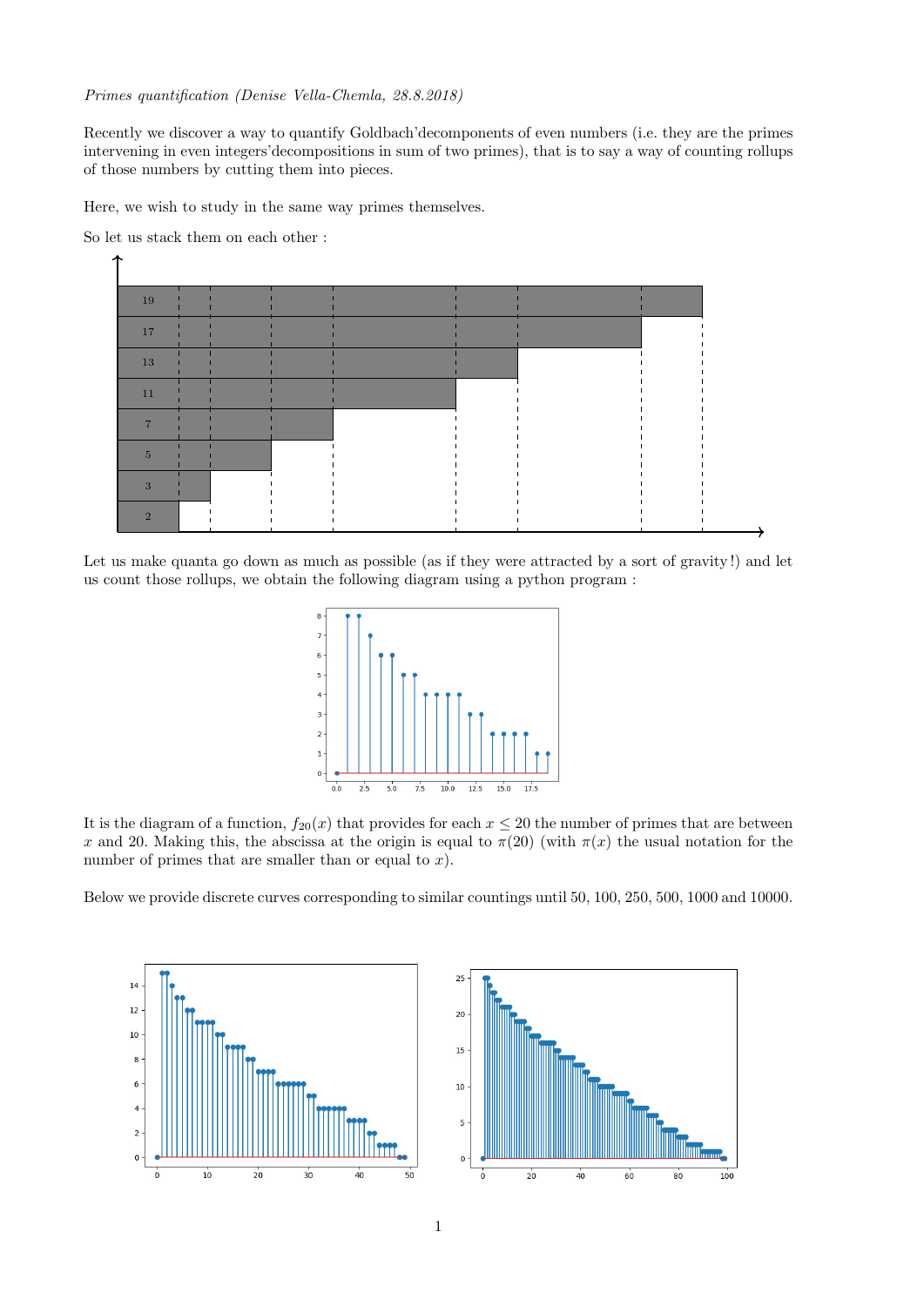*Primes quantification (Denise Vella-Chemla, 28.8.2018)*

Recently we discover a way to quantify Goldbach'decomponents of even numbers (i.e. they are the primes intervening in even integers'decompositions in sum of two primes), that is to say a way of counting rollups of those numbers by cutting them into pieces.

Here, we wish to study in the same way primes themselves.

So let us stack them on each other :

Let us make quanta go down as much as possible (as if they were attracted by a sort of gravity!) and let us count those rollups, we obtain the following diagram using a python program :

It is the diagram of a function, $f_{20}(x)$ that provides for each $x \leq 20$ the number of primes that are between $x$ and 20. Making this, the abscissa at the origin is equal to $\pi(20)$ (with $\pi(x)$ the usual notation for the number of primes that are smaller than or equal to $x$).

Below we provide discrete curves corresponding to similar countings until 50, 100, 250, 500, 1000 and 10000.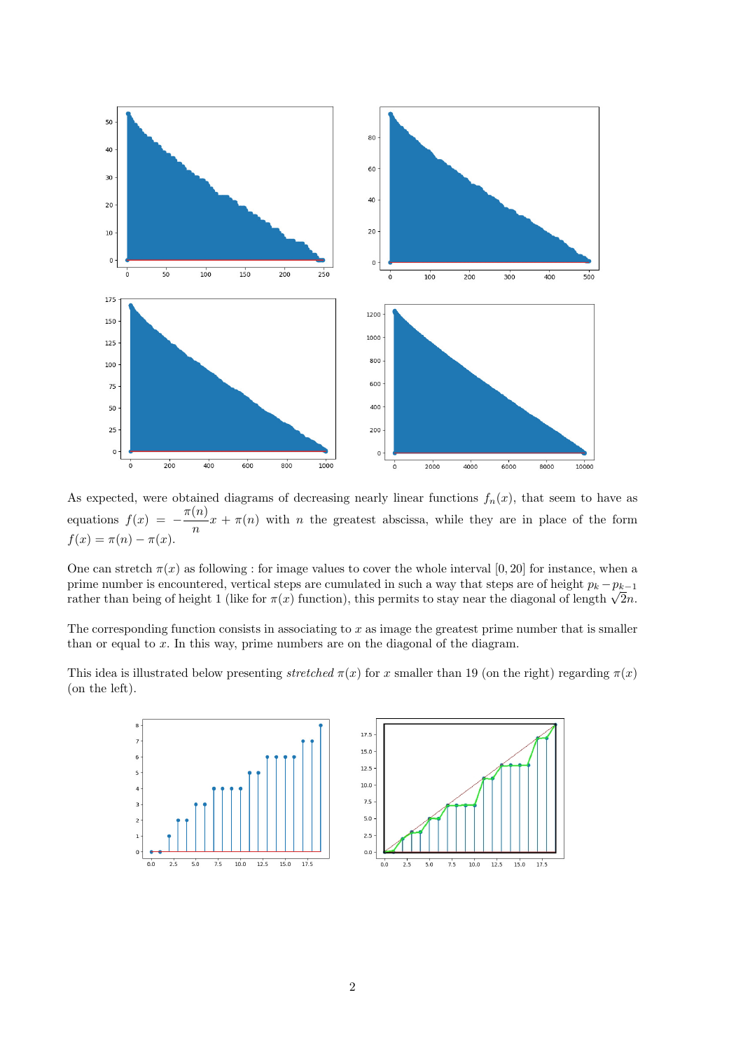50
40
30
20
10
0
0 50 100 150 200 250

80
60
40
20
0
0 100 200 300 400 500

175
150
125
100
75
50
25
0
0 200 400 600 800 1000

1200
1000
800
600
400
200
0
0 2000 4000 6000 8000 10000

As expected, were obtained diagrams of decreasing nearly linear functions $f_n(x)$, that seem to have as equations $f(x) = -\dfrac{\pi(n)}{n}x + \pi(n)$ with $n$ the greatest abscissa, while they are in place of the form $f(x) = \pi(n) - \pi(x)$.

One can stretch $\pi(x)$ as following : for image values to cover the whole interval $[0, 20]$ for instance, when a prime number is encountered, vertical steps are cumulated in such a way that steps are of height $p_k - p_{k-1}$ rather than being of height 1 (like for $\pi(x)$ function), this permits to stay near the diagonal of length $\sqrt{2}n$.

The corresponding function consists in associating to $x$ as image the greatest prime number that is smaller than or equal to $x$. In this way, prime numbers are on the diagonal of the diagram.

This idea is illustrated below presenting *stretched* $\pi(x)$ for $x$ smaller than 19 (on the right) regarding $\pi(x)$ (on the left).

8
7
6
5
4
3
2
1
0
0.0 2.5 5.0 7.5 10.0 12.5 15.0 17.5

17.5
15.0
12.5
10.0
7.5
5.0
2.5
0.0
0.0 2.5 5.0 7.5 10.0 12.5 15.0 17.5